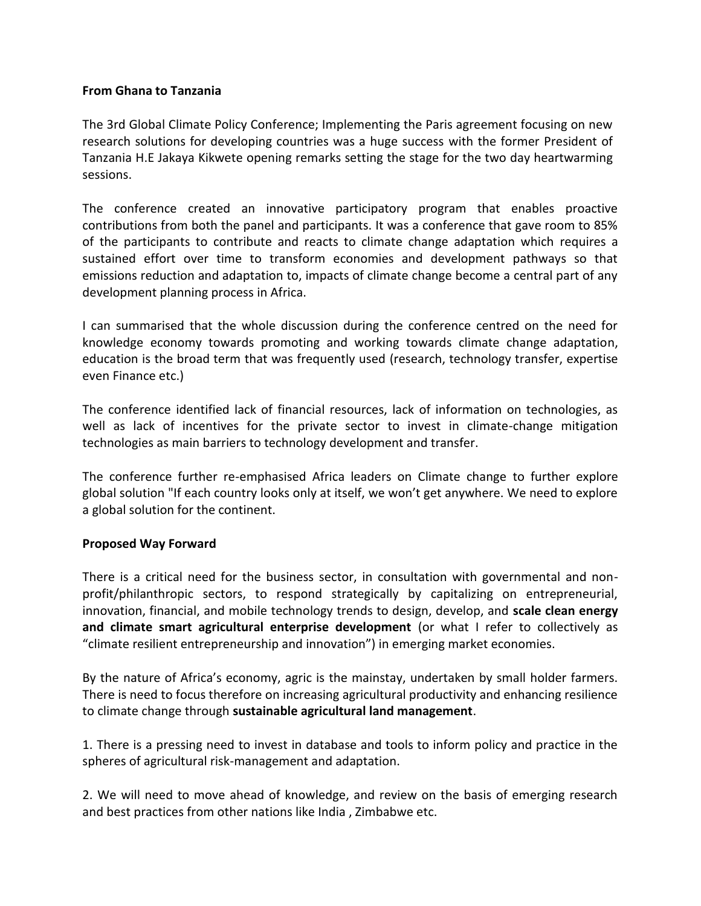**From Ghana to Tanzania**

The 3rd Global Climate Policy Conference; Implementing the Paris agreement focusing on new research solutions for developing countries was a huge success with the former President of Tanzania H.E Jakaya Kikwete opening remarks setting the stage for the two day heartwarming sessions.

The conference created an innovative participatory program that enables proactive contributions from both the panel and participants. It was a conference that gave room to 85% of the participants to contribute and reacts to climate change adaptation which requires a sustained effort over time to transform economies and development pathways so that emissions reduction and adaptation to, impacts of climate change become a central part of any development planning process in Africa.

I can summarised that the whole discussion during the conference centred on the need for knowledge economy towards promoting and working towards climate change adaptation, education is the broad term that was frequently used (research, technology transfer, expertise even Finance etc.)

The conference identified lack of financial resources, lack of information on technologies, as well as lack of incentives for the private sector to invest in climate-change mitigation technologies as main barriers to technology development and transfer.

The conference further re-emphasised Africa leaders on Climate change to further explore global solution "If each country looks only at itself, we won't get anywhere. We need to explore a global solution for the continent.

**Proposed Way Forward**

There is a critical need for the business sector, in consultation with governmental and non-profit/philanthropic sectors, to respond strategically by capitalizing on entrepreneurial, innovation, financial, and mobile technology trends to design, develop, and **scale clean energy and climate smart agricultural enterprise development** (or what I refer to collectively as "climate resilient entrepreneurship and innovation") in emerging market economies.

By the nature of Africa's economy, agric is the mainstay, undertaken by small holder farmers. There is need to focus therefore on increasing agricultural productivity and enhancing resilience to climate change through **sustainable agricultural land management**.

1. There is a pressing need to invest in database and tools to inform policy and practice in the spheres of agricultural risk-management and adaptation.

2. We will need to move ahead of knowledge, and review on the basis of emerging research and best practices from other nations like India , Zimbabwe etc.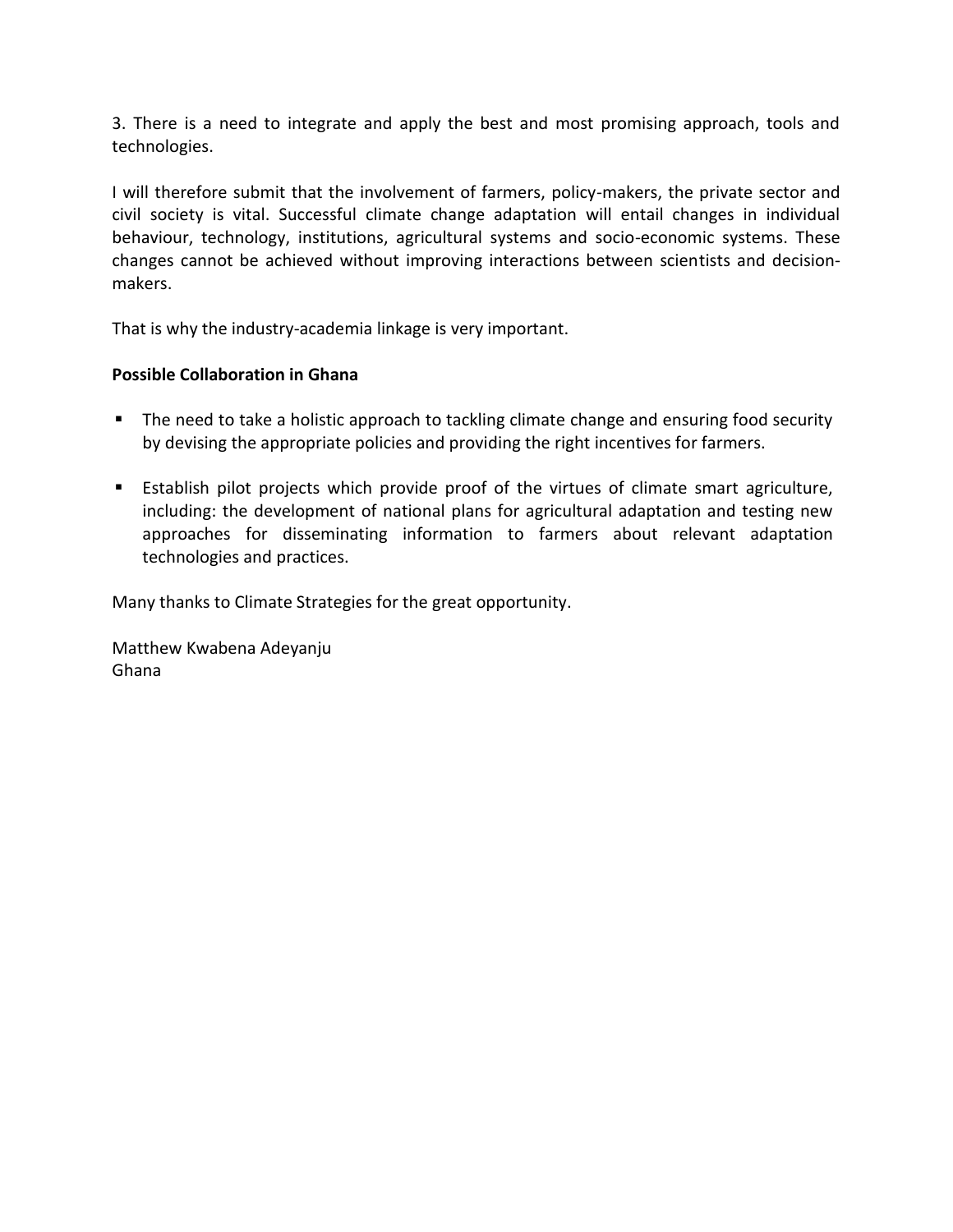3. There is a need to integrate and apply the best and most promising approach, tools and technologies.

I will therefore submit that the involvement of farmers, policy-makers, the private sector and civil society is vital. Successful climate change adaptation will entail changes in individual behaviour, technology, institutions, agricultural systems and socio-economic systems. These changes cannot be achieved without improving interactions between scientists and decision-makers.

That is why the industry-academia linkage is very important.

**Possible Collaboration in Ghana**

- The need to take a holistic approach to tackling climate change and ensuring food security by devising the appropriate policies and providing the right incentives for farmers.

- Establish pilot projects which provide proof of the virtues of climate smart agriculture, including: the development of national plans for agricultural adaptation and testing new approaches for disseminating information to farmers about relevant adaptation technologies and practices.

Many thanks to Climate Strategies for the great opportunity.

Matthew Kwabena Adeyanju
Ghana